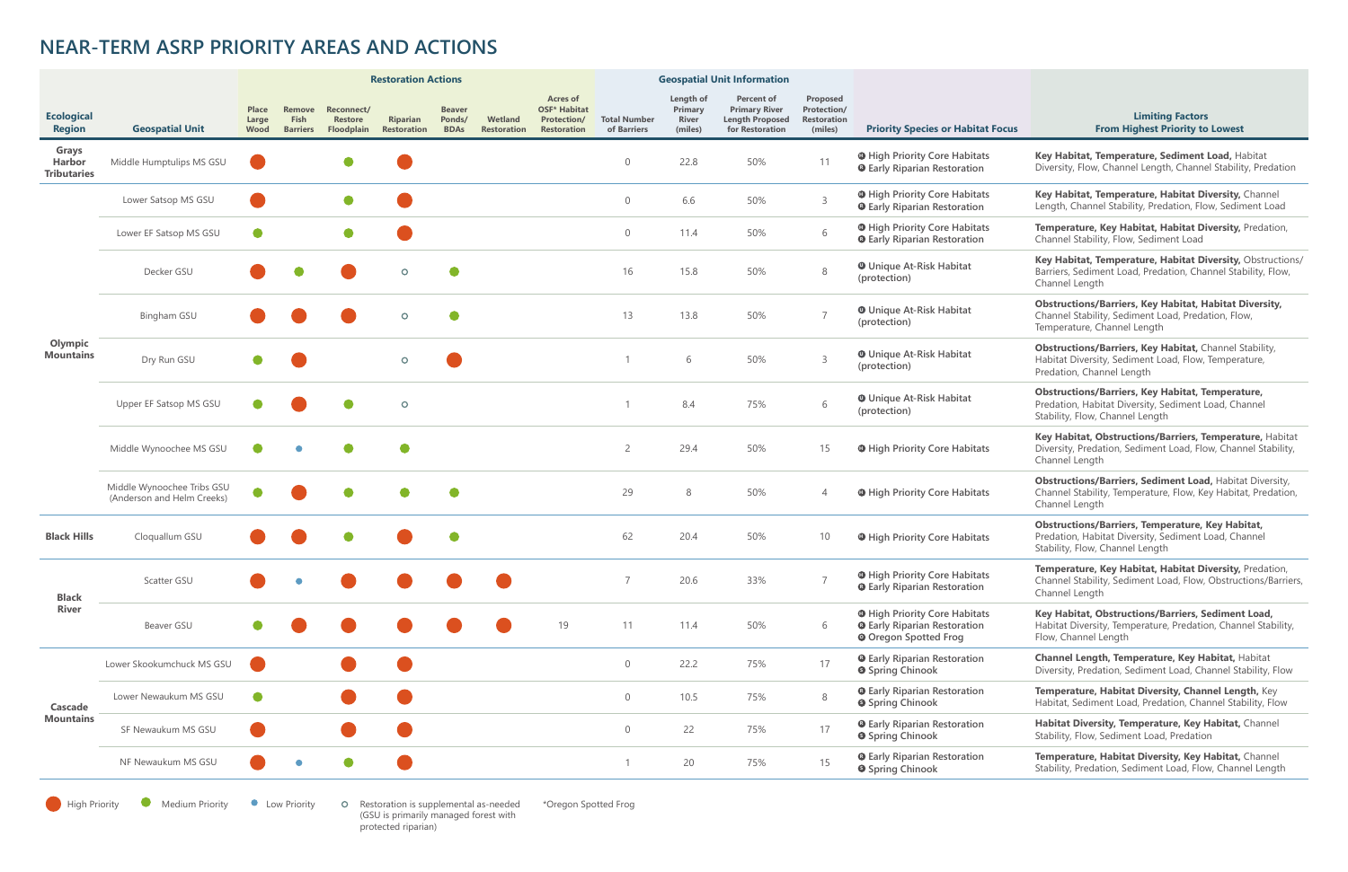# NEAR-TERM ASRP PRIORITY AREAS AND ACTIONS

| Ecological Region | Geospatial Unit | Restoration Actions: Place Large Wood | Restoration Actions: Remove Fish Barriers | Restoration Actions: Reconnect/Restore Floodplain | Restoration Actions: Riparian Restoration | Restoration Actions: Beaver Ponds/BDAs | Restoration Actions: Wetland Restoration | Restoration Actions: Acres of OSF* Habitat Protection/Restoration | Geospatial Unit Information: Total Number of Barriers | Geospatial Unit Information: Length of Primary River (miles) | Geospatial Unit Information: Percent of Primary River Length Proposed for Restoration | Geospatial Unit Information: Proposed Protection/Restoration (miles) | Priority Species or Habitat Focus | Limiting Factors From Highest Priority to Lowest |
|---|---|---|---|---|---|---|---|---|---|---|---|---|---|---|
| Grays Harbor Tributaries | Middle Humptulips MS GSU | High | | Medium | High | | | | 0 | 22.8 | 50% | 11 | High Priority Core Habitats; Early Riparian Restoration | **Key Habitat, Temperature, Sediment Load,** Habitat Diversity, Flow, Channel Length, Channel Stability, Predation |
| Olympic Mountains | Lower Satsop MS GSU | High | | Medium | High | | | | 0 | 6.6 | 50% | 3 | High Priority Core Habitats; Early Riparian Restoration | **Key Habitat, Temperature, Habitat Diversity,** Channel Length, Channel Stability, Predation, Flow, Sediment Load |
| | Lower EF Satsop MS GSU | Medium | | Medium | High | | | | 0 | 11.4 | 50% | 6 | High Priority Core Habitats; Early Riparian Restoration | **Temperature, Key Habitat, Habitat Diversity,** Predation, Channel Stability, Flow, Sediment Load |
| | Decker GSU | High | Medium | High | ○ | Medium | | | 16 | 15.8 | 50% | 8 | Unique At-Risk Habitat (protection) | **Key Habitat, Temperature, Habitat Diversity,** Obstructions/Barriers, Sediment Load, Predation, Channel Stability, Flow, Channel Length |
| | Bingham GSU | High | High | High | ○ | Medium | | | 13 | 13.8 | 50% | 7 | Unique At-Risk Habitat (protection) | **Obstructions/Barriers, Key Habitat, Habitat Diversity,** Channel Stability, Sediment Load, Predation, Flow, Temperature, Channel Length |
| | Dry Run GSU | Medium | High | | ○ | High | | | 1 | 6 | 50% | 3 | Unique At-Risk Habitat (protection) | **Obstructions/Barriers, Key Habitat,** Channel Stability, Habitat Diversity, Sediment Load, Flow, Temperature, Predation, Channel Length |
| | Upper EF Satsop MS GSU | Medium | High | Medium | ○ | | | | 1 | 8.4 | 75% | 6 | Unique At-Risk Habitat (protection) | **Obstructions/Barriers, Key Habitat, Temperature,** Predation, Habitat Diversity, Sediment Load, Channel Stability, Flow, Channel Length |
| | Middle Wynoochee MS GSU | Medium | Low | Medium | Medium | | | | 2 | 29.4 | 50% | 15 | High Priority Core Habitats | **Key Habitat, Obstructions/Barriers, Temperature,** Habitat Diversity, Predation, Sediment Load, Flow, Channel Stability, Channel Length |
| | Middle Wynoochee Tribs GSU (Anderson and Helm Creeks) | Medium | High | Medium | Medium | Medium | | | 29 | 8 | 50% | 4 | High Priority Core Habitats | **Obstructions/Barriers, Sediment Load,** Habitat Diversity, Channel Stability, Temperature, Flow, Key Habitat, Predation, Channel Length |
| Black Hills | Cloquallum GSU | High | High | Medium | High | Medium | | | 62 | 20.4 | 50% | 10 | High Priority Core Habitats | **Obstructions/Barriers, Temperature, Key Habitat,** Predation, Habitat Diversity, Sediment Load, Channel Stability, Flow, Channel Length |
| Black River | Scatter GSU | High | Low | High | High | High | High | | 7 | 20.6 | 33% | 7 | High Priority Core Habitats; Early Riparian Restoration | **Temperature, Key Habitat, Habitat Diversity,** Predation, Channel Stability, Sediment Load, Flow, Obstructions/Barriers, Channel Length |
| | Beaver GSU | Medium | High | High | High | High | High | 19 | 11 | 11.4 | 50% | 6 | High Priority Core Habitats; Early Riparian Restoration; Oregon Spotted Frog | **Key Habitat, Obstructions/Barriers, Sediment Load,** Habitat Diversity, Temperature, Predation, Channel Stability, Flow, Channel Length |
| Cascade Mountains | Lower Skookumchuck MS GSU | High | | High | High | | | | 0 | 22.2 | 75% | 17 | Early Riparian Restoration; Spring Chinook | **Channel Length, Temperature, Key Habitat,** Habitat Diversity, Predation, Sediment Load, Channel Stability, Flow |
| | Lower Newaukum MS GSU | Medium | | High | High | | | | 0 | 10.5 | 75% | 8 | Early Riparian Restoration; Spring Chinook | **Temperature, Habitat Diversity, Channel Length,** Key Habitat, Sediment Load, Predation, Channel Stability, Flow |
| | SF Newaukum MS GSU | High | | High | High | | | | 0 | 22 | 75% | 17 | Early Riparian Restoration; Spring Chinook | **Habitat Diversity, Temperature, Key Habitat,** Channel Stability, Flow, Sediment Load, Predation |
| | NF Newaukum MS GSU | High | Low | Medium | High | | | | 1 | 20 | 75% | 15 | Early Riparian Restoration; Spring Chinook | **Temperature, Habitat Diversity, Key Habitat,** Channel Stability, Predation, Sediment Load, Flow, Channel Length |

High = High Priority; Medium = Medium Priority; Low = Low Priority; ○ = Restoration is supplemental as-needed (GSU is primarily managed forest with protected riparian)

*Oregon Spotted Frog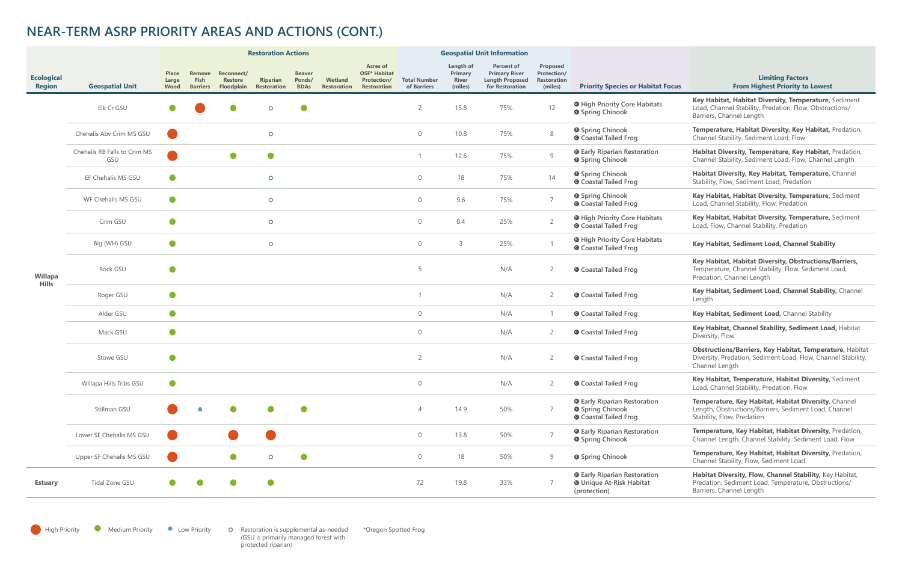# NEAR-TERM ASRP PRIORITY AREAS AND ACTIONS (CONT.)

| | | Restoration Actions | | | | | | | Geospatial Unit Information | | | | | |
|---|---|---|---|---|---|---|---|---|---|---|---|---|---|---|
| **Ecological Region** | **Geospatial Unit** | **Place Large Wood** | **Remove Fish Barriers** | **Reconnect/ Restore Floodplain** | **Riparian Restoration** | **Beaver Ponds/ BDAs** | **Wetland Restoration** | **Acres of OSF* Habitat Protection/ Restoration** | **Total Number of Barriers** | **Length of Primary River (miles)** | **Percent of Primary River Length Proposed for Restoration** | **Proposed Protection/ Restoration (miles)** | **Priority Species or Habitat Focus** | **Limiting Factors From Highest Priority to Lowest** |
| **Willapa Hills** | Elk Cr GSU | Medium | High | Medium | ○ | Medium | | | 2 | 15.8 | 75% | 12 | High Priority Core Habitats; Spring Chinook | **Key Habitat, Habitat Diversity, Temperature,** Sediment Load, Channel Stability, Predation, Flow, Obstructions/ Barriers, Channel Length |
| | Chehalis Abv Crim MS GSU | High | | | ○ | | | | 0 | 10.8 | 75% | 8 | Spring Chinook; Coastal Tailed Frog | **Temperature, Habitat Diversity, Key Habitat,** Predation, Channel Stability, Sediment Load, Flow |
| | Chehalis RB Falls to Crim MS GSU | High | | Medium | Medium | | | | 1 | 12.6 | 75% | 9 | Early Riparian Restoration; Spring Chinook | **Habitat Diversity, Temperature, Key Habitat,** Predation, Channel Stability, Sediment Load, Flow, Channel Length |
| | EF Chehalis MS GSU | Medium | | | ○ | | | | 0 | 18 | 75% | 14 | Spring Chinook; Coastal Tailed Frog | **Habitat Diversity, Key Habitat, Temperature,** Channel Stability, Flow, Sediment Load, Predation |
| | WF Chehalis MS GSU | Medium | | | ○ | | | | 0 | 9.6 | 75% | 7 | Spring Chinook; Coastal Tailed Frog | **Key Habitat, Habitat Diversity, Temperature,** Sediment Load, Channel Stability, Flow, Predation |
| | Crim GSU | Medium | | | ○ | | | | 0 | 8.4 | 25% | 2 | High Priority Core Habitats; Coastal Tailed Frog | **Key Habitat, Habitat Diversity, Temperature,** Sediment Load, Flow, Channel Stability, Predation |
| | Big (WH) GSU | Medium | | | ○ | | | | 0 | 3 | 25% | 1 | High Priority Core Habitats; Coastal Tailed Frog | **Key Habitat, Sediment Load, Channel Stability** |
| | Rock GSU | Medium | | | | | | | 5 | | N/A | 2 | Coastal Tailed Frog | **Key Habitat, Habitat Diversity, Obstructions/Barriers,** Temperature, Channel Stability, Flow, Sediment Load, Predation, Channel Length |
| | Roger GSU | Medium | | | | | | | 1 | | N/A | 2 | Coastal Tailed Frog | **Key Habitat, Sediment Load, Channel Stability,** Channel Length |
| | Alder GSU | Medium | | | | | | | 0 | | N/A | 1 | Coastal Tailed Frog | **Key Habitat, Sediment Load,** Channel Stability |
| | Mack GSU | Medium | | | | | | | 0 | | N/A | 2 | Coastal Tailed Frog | **Key Habitat, Channel Stability, Sediment Load,** Habitat Diversity, Flow |
| | Stowe GSU | Medium | | | | | | | 2 | | N/A | 2 | Coastal Tailed Frog | **Obstructions/Barriers, Key Habitat, Temperature,** Habitat Diversity, Predation, Sediment Load, Flow, Channel Stability, Channel Length |
| | Willapa Hills Tribs GSU | Medium | | | | | | | 0 | | N/A | 2 | Coastal Tailed Frog | **Key Habitat, Temperature, Habitat Diversity,** Sediment Load, Channel Stability, Predation, Flow |
| | Stillman GSU | High | Low | Medium | Medium | Medium | | | 4 | 14.9 | 50% | 7 | Early Riparian Restoration; Spring Chinook; Coastal Tailed Frog | **Temperature, Key Habitat, Habitat Diversity,** Channel Length, Obstructions/Barriers, Sediment Load, Channel Stability, Flow, Predation |
| | Lower SF Chehalis MS GSU | High | | High | High | | | | 0 | 13.8 | 50% | 7 | Early Riparian Restoration; Spring Chinook | **Temperature, Key Habitat, Habitat Diversity,** Predation, Channel Length, Channel Stability, Sediment Load, Flow |
| | Upper SF Chehalis MS GSU | High | | Medium | ○ | Medium | | | 0 | 18 | 50% | 9 | Spring Chinook | **Temperature, Key Habitat, Habitat Diversity,** Predation, Channel Stability, Flow, Sediment Load |
| **Estuary** | Tidal Zone GSU | Medium | Medium | Medium | Medium | | | | 72 | 19.8 | 33% | 7 | Early Riparian Restoration; Unique At-Risk Habitat (protection) | **Habitat Diversity, Flow, Channel Stability,** Key Habitat, Predation, Sediment Load, Temperature, Obstructions/ Barriers, Channel Length |

High Priority | Medium Priority | Low Priority | ○ Restoration is supplemental as-needed (GSU is primarily managed forest with protected riparian)

*Oregon Spotted Frog